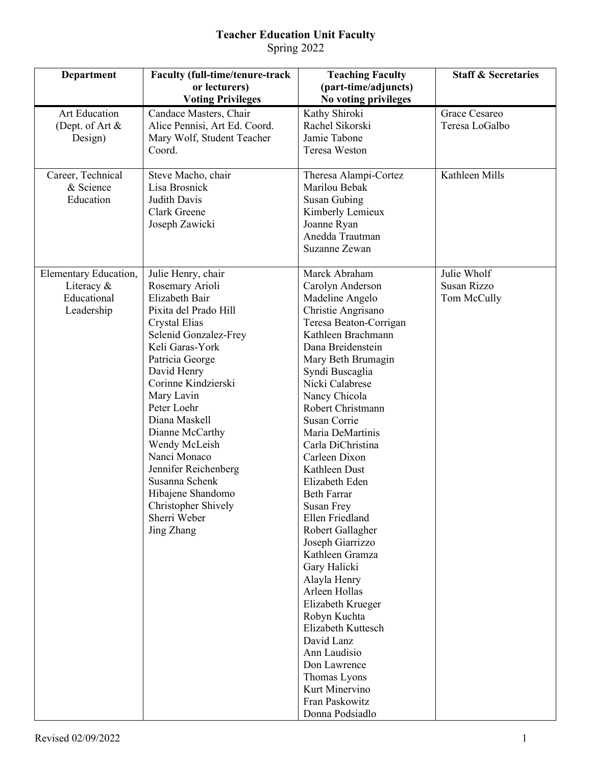# Teacher Education Unit Faculty

Spring 2022

| Department | Faculty (full-time/tenure-track or lecturers) Voting Privileges | Teaching Faculty (part-time/adjuncts) No voting privileges | Staff & Secretaries |
|---|---|---|---|
| Art Education (Dept. of Art & Design) | Candace Masters, Chair<br>Alice Pennisi, Art Ed. Coord.<br>Mary Wolf, Student Teacher Coord. | Kathy Shiroki<br>Rachel Sikorski<br>Jamie Tabone<br>Teresa Weston | Grace Cesareo<br>Teresa LoGalbo |
| Career, Technical & Science Education | Steve Macho, chair<br>Lisa Brosnick<br>Judith Davis<br>Clark Greene<br>Joseph Zawicki | Theresa Alampi-Cortez<br>Marilou Bebak<br>Susan Gubing<br>Kimberly Lemieux<br>Joanne Ryan<br>Anedda Trautman<br>Suzanne Zewan | Kathleen Mills |
| Elementary Education, Literacy & Educational Leadership | Julie Henry, chair<br>Rosemary Arioli<br>Elizabeth Bair<br>Pixita del Prado Hill<br>Crystal Elias<br>Selenid Gonzalez-Frey<br>Keli Garas-York<br>Patricia George<br>David Henry<br>Corinne Kindzierski<br>Mary Lavin<br>Peter Loehr<br>Diana Maskell<br>Dianne McCarthy<br>Wendy McLeish<br>Nanci Monaco<br>Jennifer Reichenberg<br>Susanna Schenk<br>Hibajene Shandomo<br>Christopher Shively<br>Sherri Weber<br>Jing Zhang | Marck Abraham<br>Carolyn Anderson<br>Madeline Angelo<br>Christie Angrisano<br>Teresa Beaton-Corrigan<br>Kathleen Brachmann<br>Dana Breidenstein<br>Mary Beth Brumagin<br>Syndi Buscaglia<br>Nicki Calabrese<br>Nancy Chicola<br>Robert Christmann<br>Susan Corrie<br>Maria DeMartinis<br>Carla DiChristina<br>Carleen Dixon<br>Kathleen Dust<br>Elizabeth Eden<br>Beth Farrar<br>Susan Frey<br>Ellen Friedland<br>Robert Gallagher<br>Joseph Giarrizzo<br>Kathleen Gramza<br>Gary Halicki<br>Alayla Henry<br>Arleen Hollas<br>Elizabeth Krueger<br>Robyn Kuchta<br>Elizabeth Kuttesch<br>David Lanz<br>Ann Laudisio<br>Don Lawrence<br>Thomas Lyons<br>Kurt Minervino<br>Fran Paskowitz<br>Donna Podsiadlo | Julie Wholf<br>Susan Rizzo<br>Tom McCully |

Revised 02/09/2022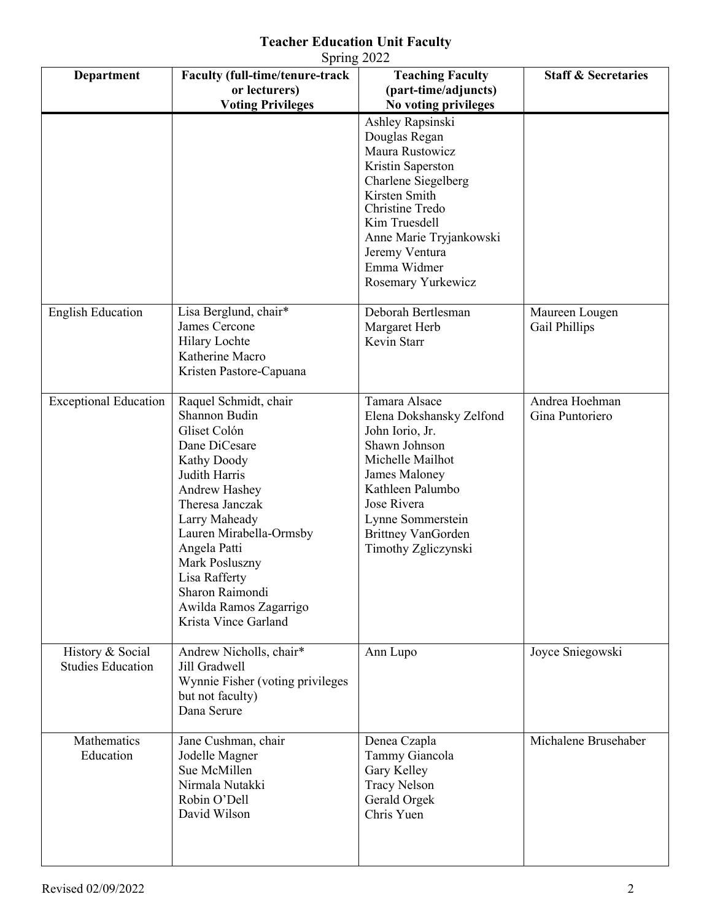**Teacher Education Unit Faculty**

Spring 2022

| Department | Faculty (full-time/tenure-track or lecturers) Voting Privileges | Teaching Faculty (part-time/adjuncts) No voting privileges | Staff & Secretaries |
|---|---|---|---|
| | | Ashley Rapsinski<br>Douglas Regan<br>Maura Rustowicz<br>Kristin Saperston<br>Charlene Siegelberg<br>Kirsten Smith<br>Christine Tredo<br>Kim Truesdell<br>Anne Marie Tryjankowski<br>Jeremy Ventura<br>Emma Widmer<br>Rosemary Yurkewicz | |
| English Education | Lisa Berglund, chair*<br>James Cercone<br>Hilary Lochte<br>Katherine Macro<br>Kristen Pastore-Capuana | Deborah Bertlesman<br>Margaret Herb<br>Kevin Starr | Maureen Lougen<br>Gail Phillips |
| Exceptional Education | Raquel Schmidt, chair<br>Shannon Budin<br>Gliset Colón<br>Dane DiCesare<br>Kathy Doody<br>Judith Harris<br>Andrew Hashey<br>Theresa Janczak<br>Larry Maheady<br>Lauren Mirabella-Ormsby<br>Angela Patti<br>Mark Posluszny<br>Lisa Rafferty<br>Sharon Raimondi<br>Awilda Ramos Zagarrigo<br>Krista Vince Garland | Tamara Alsace<br>Elena Dokshansky Zelfond<br>John Iorio, Jr.<br>Shawn Johnson<br>Michelle Mailhot<br>James Maloney<br>Kathleen Palumbo<br>Jose Rivera<br>Lynne Sommerstein<br>Brittney VanGorden<br>Timothy Zgliczynski | Andrea Hoehman<br>Gina Puntoriero |
| History & Social Studies Education | Andrew Nicholls, chair*<br>Jill Gradwell<br>Wynnie Fisher (voting privileges but not faculty)<br>Dana Serure | Ann Lupo | Joyce Sniegowski |
| Mathematics Education | Jane Cushman, chair<br>Jodelle Magner<br>Sue McMillen<br>Nirmala Nutakki<br>Robin O'Dell<br>David Wilson | Denea Czapla<br>Tammy Giancola<br>Gary Kelley<br>Tracy Nelson<br>Gerald Orgek<br>Chris Yuen | Michalene Brusehaber |

Revised 02/09/2022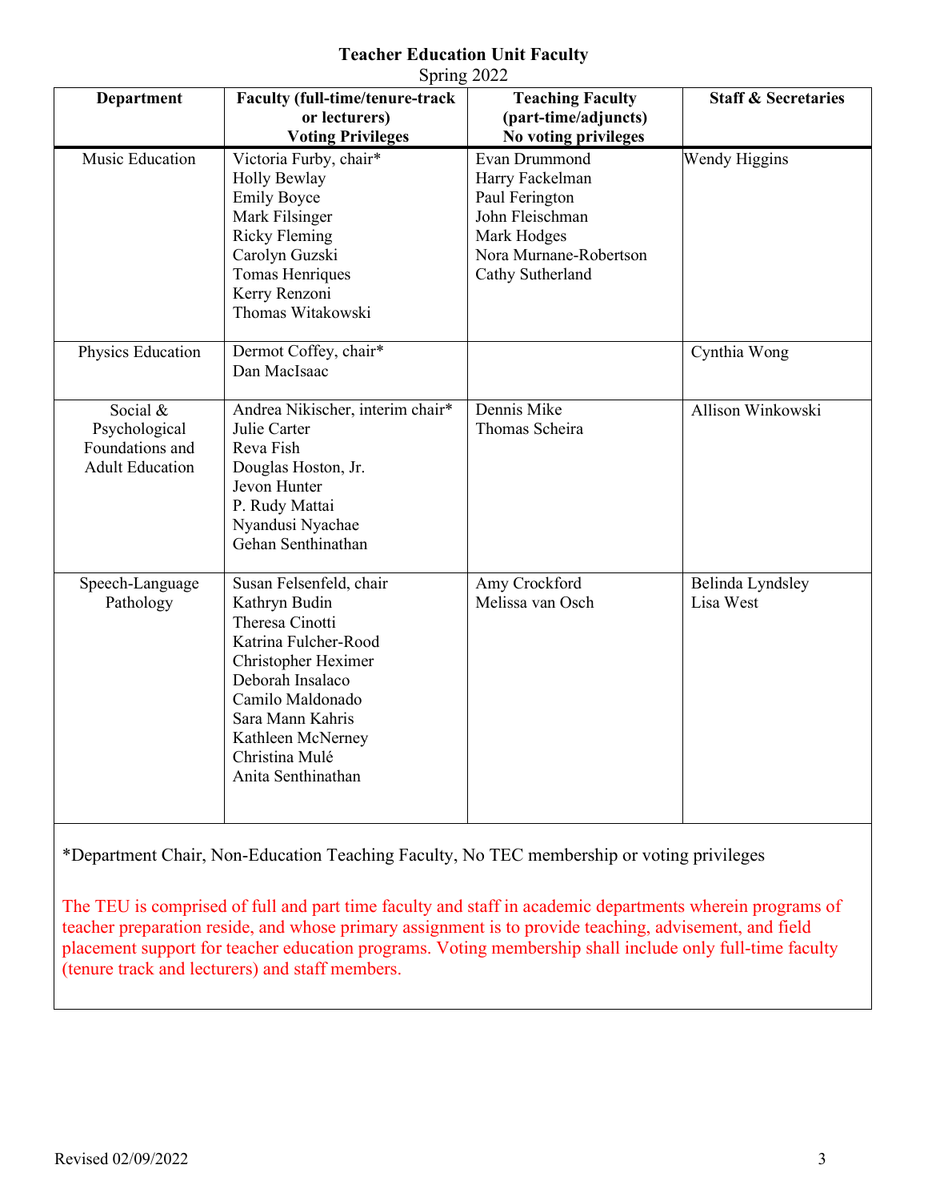**Teacher Education Unit Faculty**

Spring 2022

| Department | Faculty (full-time/tenure-track or lecturers) Voting Privileges | Teaching Faculty (part-time/adjuncts) No voting privileges | Staff & Secretaries |
|---|---|---|---|
| Music Education | Victoria Furby, chair*<br>Holly Bewlay<br>Emily Boyce<br>Mark Filsinger<br>Ricky Fleming<br>Carolyn Guzski<br>Tomas Henriques<br>Kerry Renzoni<br>Thomas Witakowski | Evan Drummond<br>Harry Fackelman<br>Paul Ferington<br>John Fleischman<br>Mark Hodges<br>Nora Murnane-Robertson<br>Cathy Sutherland | Wendy Higgins |
| Physics Education | Dermot Coffey, chair*<br>Dan MacIsaac | | Cynthia Wong |
| Social & Psychological Foundations and Adult Education | Andrea Nikischer, interim chair*<br>Julie Carter<br>Reva Fish<br>Douglas Hoston, Jr.<br>Jevon Hunter<br>P. Rudy Mattai<br>Nyandusi Nyachae<br>Gehan Senthinathan | Dennis Mike<br>Thomas Scheira | Allison Winkowski |
| Speech-Language Pathology | Susan Felsenfeld, chair<br>Kathryn Budin<br>Theresa Cinotti<br>Katrina Fulcher-Rood<br>Christopher Heximer<br>Deborah Insalaco<br>Camilo Maldonado<br>Sara Mann Kahris<br>Kathleen McNerney<br>Christina Mulé<br>Anita Senthinathan | Amy Crockford<br>Melissa van Osch | Belinda Lyndsley<br>Lisa West |

*Department Chair, Non-Education Teaching Faculty, No TEC membership or voting privileges

The TEU is comprised of full and part time faculty and staff in academic departments wherein programs of teacher preparation reside, and whose primary assignment is to provide teaching, advisement, and field placement support for teacher education programs. Voting membership shall include only full-time faculty (tenure track and lecturers) and staff members.

Revised 02/09/2022